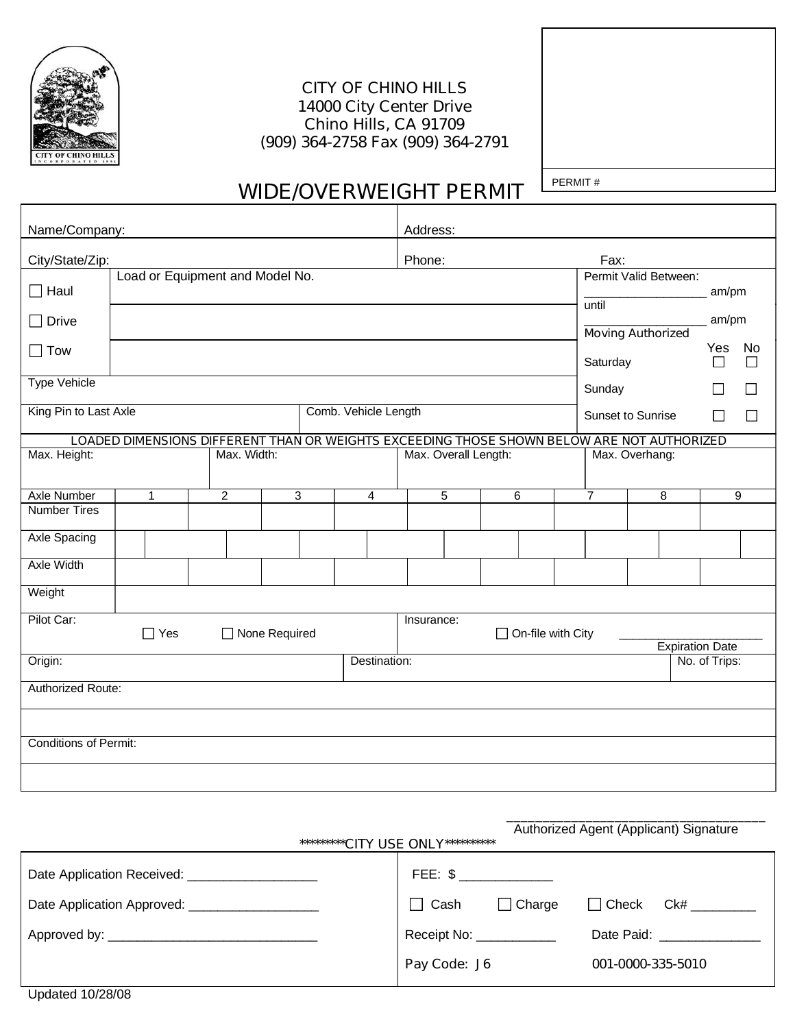CITY OF CHINO HILLS
14000 City Center Drive
Chino Hills, CA 91709
(909) 364-2758 Fax (909) 364-2791

PERMIT #

# WIDE/OVERWEIGHT PERMIT

| | |
|---|---|
| Name/Company: | Address: |
| City/State/Zip: | Phone: Fax: |

| | | |
|---|---|---|
| ☐ Haul | Load or Equipment and Model No. | Permit Valid Between: ___________________ am/pm until ___________________ am/pm |
| ☐ Drive | | Moving Authorized Yes No |
| ☐ Tow | | Saturday ☐ ☐ |
| Type Vehicle | | Sunday ☐ ☐ |
| King Pin to Last Axle | Comb. Vehicle Length | Sunset to Sunrise ☐ ☐ |

LOADED DIMENSIONS DIFFERENT THAN OR WEIGHTS EXCEEDING THOSE SHOWN BELOW ARE NOT AUTHORIZED

| | | | |
|---|---|---|---|
| Max. Height: | Max. Width: | Max. Overall Length: | Max. Overhang: |

| Axle Number | 1 | 2 | 3 | 4 | 5 | 6 | 7 | 8 | 9 |
|---|---|---|---|---|---|---|---|---|---|
| Number Tires | | | | | | | | | |
| Axle Spacing | | | | | | | | | |
| Axle Width | | | | | | | | | |
| Weight | | | | | | | | | |

| | | |
|---|---|---|
| Pilot Car: ☐ Yes ☐ None Required | Insurance: ☐ On-file with City ______________________ Expiration Date | |
| Origin: | Destination: | No. of Trips: |

Authorized Route:

Conditions of Permit:

_____________________________________
Authorized Agent (Applicant) Signature

\*\*\*\*\*\*\*\*CITY USE ONLY\*\*\*\*\*\*\*\*\*

| | |
|---|---|
| Date Application Received: __________________ | FEE: $ _____________ |
| Date Application Approved: __________________ | ☐ Cash ☐ Charge ☐ Check Ck# _________ |
| Approved by: ______________________________ | Receipt No: ___________ Date Paid: ______________ |
| | Pay Code: J6 001-0000-335-5010 |

Updated 10/28/08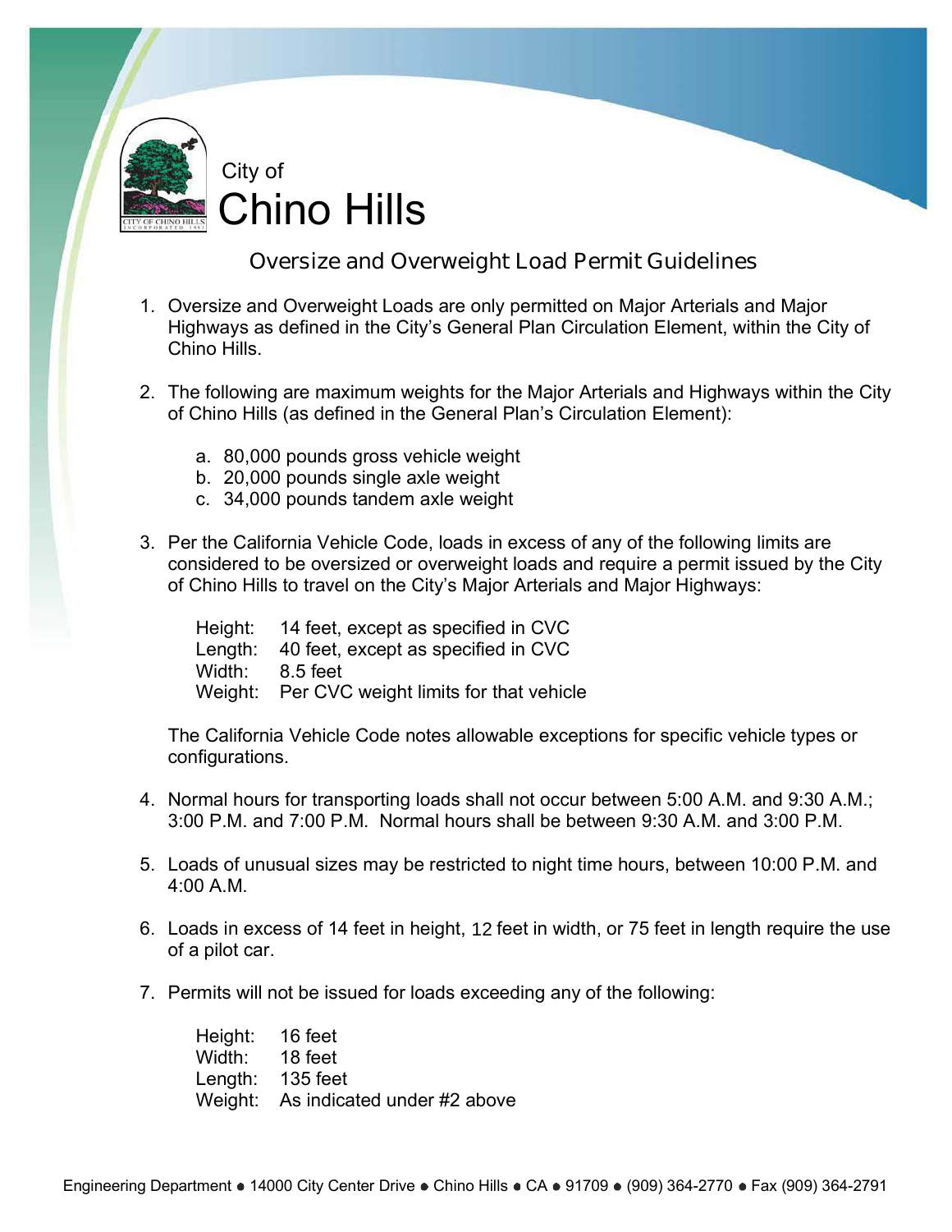City of

# Chino Hills

## Oversize and Overweight Load Permit Guidelines

1. Oversize and Overweight Loads are only permitted on Major Arterials and Major Highways as defined in the City's General Plan Circulation Element, within the City of Chino Hills.

2. The following are maximum weights for the Major Arterials and Highways within the City of Chino Hills (as defined in the General Plan's Circulation Element):

   a. 80,000 pounds gross vehicle weight
   b. 20,000 pounds single axle weight
   c. 34,000 pounds tandem axle weight

3. Per the California Vehicle Code, loads in excess of any of the following limits are considered to be oversized or overweight loads and require a permit issued by the City of Chino Hills to travel on the City's Major Arterials and Major Highways:

   Height: 14 feet, except as specified in CVC
   Length: 40 feet, except as specified in CVC
   Width: 8.5 feet
   Weight: Per CVC weight limits for that vehicle

   The California Vehicle Code notes allowable exceptions for specific vehicle types or configurations.

4. Normal hours for transporting loads shall not occur between 5:00 A.M. and 9:30 A.M.; 3:00 P.M. and 7:00 P.M. Normal hours shall be between 9:30 A.M. and 3:00 P.M.

5. Loads of unusual sizes may be restricted to night time hours, between 10:00 P.M. and 4:00 A.M.

6. Loads in excess of 14 feet in height, 12 feet in width, or 75 feet in length require the use of a pilot car.

7. Permits will not be issued for loads exceeding any of the following:

   Height: 16 feet
   Width: 18 feet
   Length: 135 feet
   Weight: As indicated under #2 above

Engineering Department • 14000 City Center Drive • Chino Hills • CA • 91709 • (909) 364-2770 • Fax (909) 364-2791